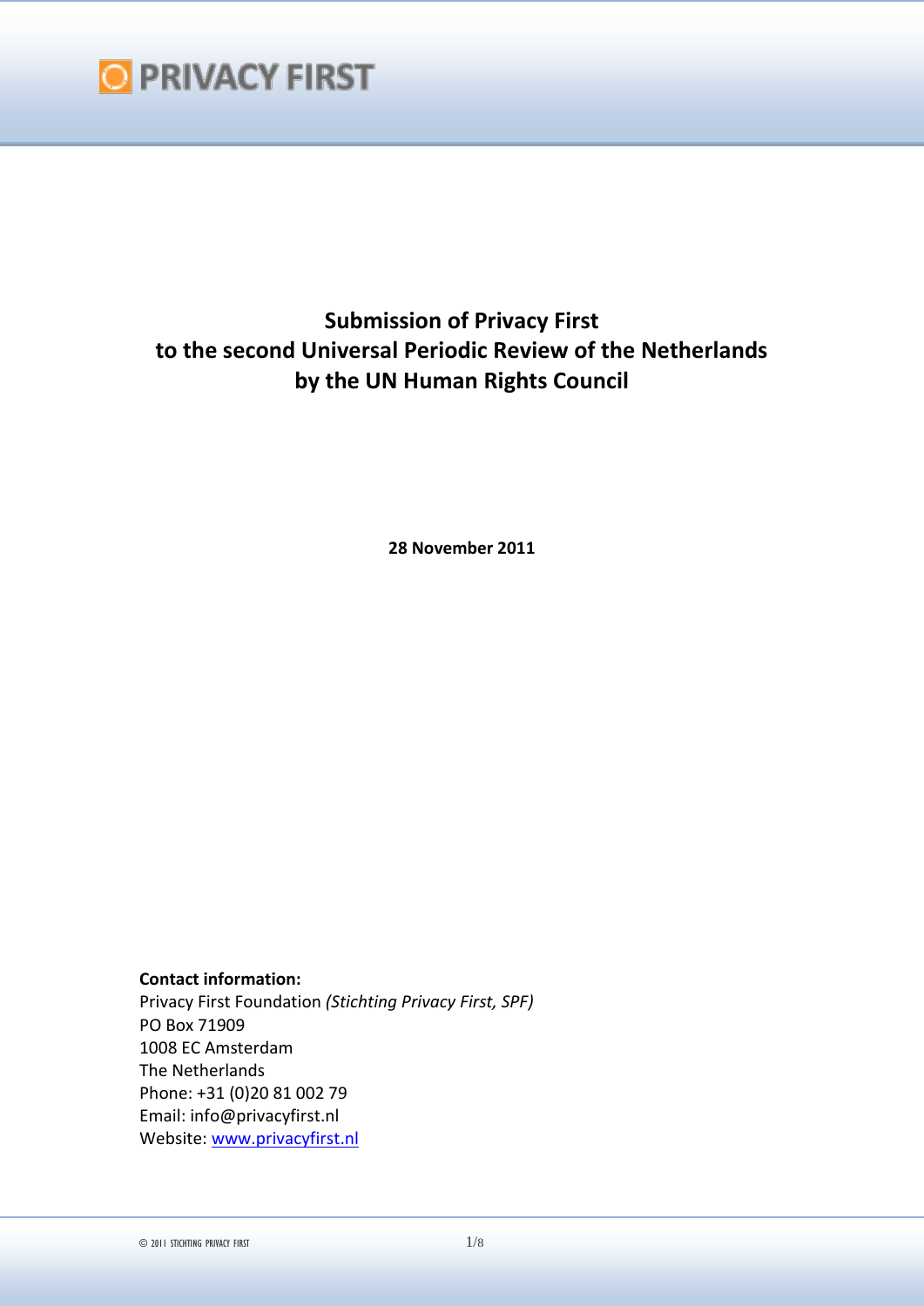PRIVACY FIRST

# Submission of Privacy First to the second Universal Periodic Review of the Netherlands by the UN Human Rights Council

**28 November 2011**

**Contact information:**
Privacy First Foundation *(Stichting Privacy First, SPF)*
PO Box 71909
1008 EC Amsterdam
The Netherlands
Phone: +31 (0)20 81 002 79
Email: info@privacyfirst.nl
Website: www.privacyfirst.nl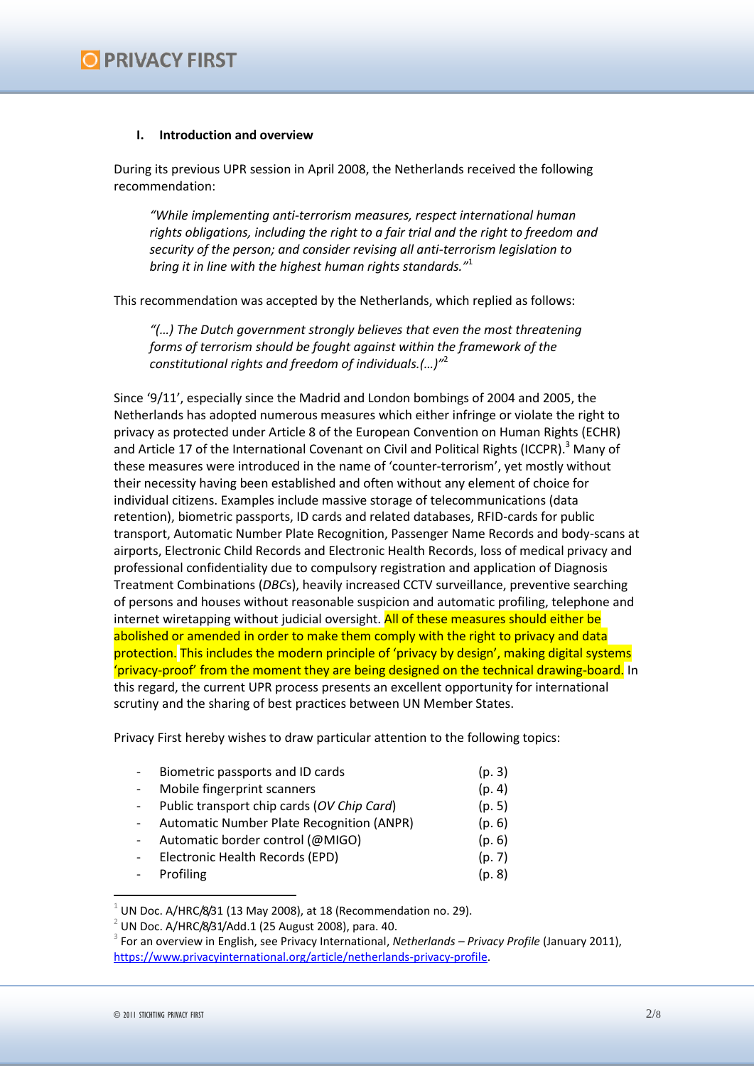### I. Introduction and overview

During its previous UPR session in April 2008, the Netherlands received the following recommendation:

> *"While implementing anti-terrorism measures, respect international human rights obligations, including the right to a fair trial and the right to freedom and security of the person; and consider revising all anti-terrorism legislation to bring it in line with the highest human rights standards."*[1]

This recommendation was accepted by the Netherlands, which replied as follows:

> *"(…) The Dutch government strongly believes that even the most threatening forms of terrorism should be fought against within the framework of the constitutional rights and freedom of individuals.(…)"*[2]

Since '9/11', especially since the Madrid and London bombings of 2004 and 2005, the Netherlands has adopted numerous measures which either infringe or violate the right to privacy as protected under Article 8 of the European Convention on Human Rights (ECHR) and Article 17 of the International Covenant on Civil and Political Rights (ICCPR).[3] Many of these measures were introduced in the name of 'counter-terrorism', yet mostly without their necessity having been established and often without any element of choice for individual citizens. Examples include massive storage of telecommunications (data retention), biometric passports, ID cards and related databases, RFID-cards for public transport, Automatic Number Plate Recognition, Passenger Name Records and body-scans at airports, Electronic Child Records and Electronic Health Records, loss of medical privacy and professional confidentiality due to compulsory registration and application of Diagnosis Treatment Combinations (*DBC*s), heavily increased CCTV surveillance, preventive searching of persons and houses without reasonable suspicion and automatic profiling, telephone and internet wiretapping without judicial oversight. All of these measures should either be abolished or amended in order to make them comply with the right to privacy and data protection. This includes the modern principle of 'privacy by design', making digital systems 'privacy-proof' from the moment they are being designed on the technical drawing-board. In this regard, the current UPR process presents an excellent opportunity for international scrutiny and the sharing of best practices between UN Member States.

Privacy First hereby wishes to draw particular attention to the following topics:

- Biometric passports and ID cards (p. 3)
- Mobile fingerprint scanners (p. 4)
- Public transport chip cards (*OV Chip Card*) (p. 5)
- Automatic Number Plate Recognition (ANPR) (p. 6)
- Automatic border control (@MIGO) (p. 6)
- Electronic Health Records (EPD) (p. 7)
- Profiling (p. 8)

---

[1] UN Doc. A/HRC/8/31 (13 May 2008), at 18 (Recommendation no. 29).

[2] UN Doc. A/HRC/8/31/Add.1 (25 August 2008), para. 40.

[3] For an overview in English, see Privacy International, *Netherlands – Privacy Profile* (January 2011), https://www.privacyinternational.org/article/netherlands-privacy-profile.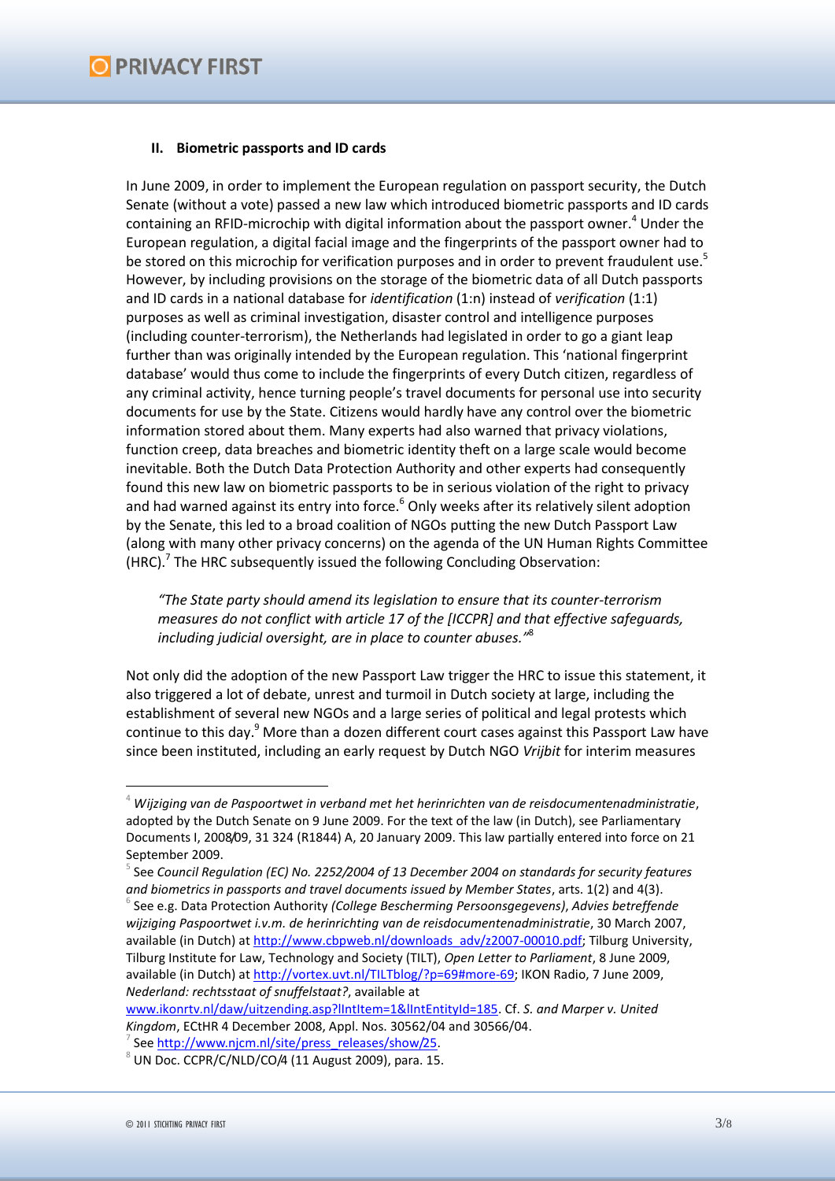## II. Biometric passports and ID cards

In June 2009, in order to implement the European regulation on passport security, the Dutch Senate (without a vote) passed a new law which introduced biometric passports and ID cards containing an RFID-microchip with digital information about the passport owner.[4] Under the European regulation, a digital facial image and the fingerprints of the passport owner had to be stored on this microchip for verification purposes and in order to prevent fraudulent use.[5] However, by including provisions on the storage of the biometric data of all Dutch passports and ID cards in a national database for *identification* (1:n) instead of *verification* (1:1) purposes as well as criminal investigation, disaster control and intelligence purposes (including counter-terrorism), the Netherlands had legislated in order to go a giant leap further than was originally intended by the European regulation. This 'national fingerprint database' would thus come to include the fingerprints of every Dutch citizen, regardless of any criminal activity, hence turning people's travel documents for personal use into security documents for use by the State. Citizens would hardly have any control over the biometric information stored about them. Many experts had also warned that privacy violations, function creep, data breaches and biometric identity theft on a large scale would become inevitable. Both the Dutch Data Protection Authority and other experts had consequently found this new law on biometric passports to be in serious violation of the right to privacy and had warned against its entry into force.[6] Only weeks after its relatively silent adoption by the Senate, this led to a broad coalition of NGOs putting the new Dutch Passport Law (along with many other privacy concerns) on the agenda of the UN Human Rights Committee (HRC).[7] The HRC subsequently issued the following Concluding Observation:

> *"The State party should amend its legislation to ensure that its counter-terrorism measures do not conflict with article 17 of the [ICCPR] and that effective safeguards, including judicial oversight, are in place to counter abuses."*[8]

Not only did the adoption of the new Passport Law trigger the HRC to issue this statement, it also triggered a lot of debate, unrest and turmoil in Dutch society at large, including the establishment of several new NGOs and a large series of political and legal protests which continue to this day.[9] More than a dozen different court cases against this Passport Law have since been instituted, including an early request by Dutch NGO *Vrijbit* for interim measures

---

[4] *Wijziging van de Paspoortwet in verband met het herinrichten van de reisdocumentenadministratie*, adopted by the Dutch Senate on 9 June 2009. For the text of the law (in Dutch), see Parliamentary Documents I, 2008/09, 31 324 (R1844) A, 20 January 2009. This law partially entered into force on 21 September 2009.

[5] See *Council Regulation (EC) No. 2252/2004 of 13 December 2004 on standards for security features and biometrics in passports and travel documents issued by Member States*, arts. 1(2) and 4(3).

[6] See e.g. Data Protection Authority *(College Bescherming Persoonsgegevens)*, *Advies betreffende wijziging Paspoortwet i.v.m. de herinrichting van de reisdocumentenadministratie*, 30 March 2007, available (in Dutch) at http://www.cbpweb.nl/downloads_adv/z2007-00010.pdf; Tilburg University, Tilburg Institute for Law, Technology and Society (TILT), *Open Letter to Parliament*, 8 June 2009, available (in Dutch) at http://vortex.uvt.nl/TILTblog/?p=69#more-69; IKON Radio, 7 June 2009, *Nederland: rechtsstaat of snuffelstaat?*, available at www.ikonrtv.nl/daw/uitzending.asp?lIntItem=1&lIntEntityId=185. Cf. *S. and Marper v. United Kingdom*, ECtHR 4 December 2008, Appl. Nos. 30562/04 and 30566/04.

[7] See http://www.njcm.nl/site/press_releases/show/25.

[8] UN Doc. CCPR/C/NLD/CO/4 (11 August 2009), para. 15.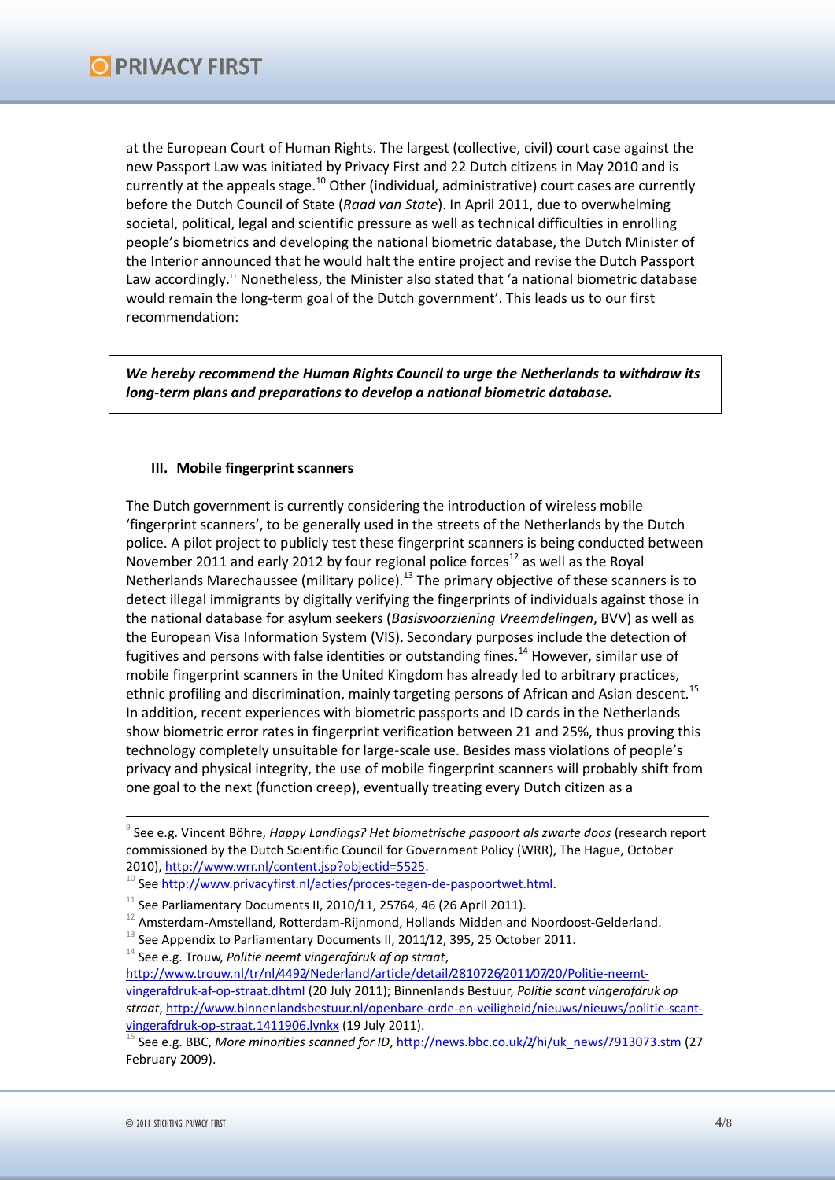at the European Court of Human Rights. The largest (collective, civil) court case against the new Passport Law was initiated by Privacy First and 22 Dutch citizens in May 2010 and is currently at the appeals stage.[10] Other (individual, administrative) court cases are currently before the Dutch Council of State (*Raad van State*). In April 2011, due to overwhelming societal, political, legal and scientific pressure as well as technical difficulties in enrolling people's biometrics and developing the national biometric database, the Dutch Minister of the Interior announced that he would halt the entire project and revise the Dutch Passport Law accordingly.[11] Nonetheless, the Minister also stated that 'a national biometric database would remain the long-term goal of the Dutch government'. This leads us to our first recommendation:

***We hereby recommend the Human Rights Council to urge the Netherlands to withdraw its long-term plans and preparations to develop a national biometric database.***

### III. Mobile fingerprint scanners

The Dutch government is currently considering the introduction of wireless mobile 'fingerprint scanners', to be generally used in the streets of the Netherlands by the Dutch police. A pilot project to publicly test these fingerprint scanners is being conducted between November 2011 and early 2012 by four regional police forces[12] as well as the Royal Netherlands Marechaussee (military police).[13] The primary objective of these scanners is to detect illegal immigrants by digitally verifying the fingerprints of individuals against those in the national database for asylum seekers (*Basisvoorziening Vreemdelingen*, BVV) as well as the European Visa Information System (VIS). Secondary purposes include the detection of fugitives and persons with false identities or outstanding fines.[14] However, similar use of mobile fingerprint scanners in the United Kingdom has already led to arbitrary practices, ethnic profiling and discrimination, mainly targeting persons of African and Asian descent.[15] In addition, recent experiences with biometric passports and ID cards in the Netherlands show biometric error rates in fingerprint verification between 21 and 25%, thus proving this technology completely unsuitable for large-scale use. Besides mass violations of people's privacy and physical integrity, the use of mobile fingerprint scanners will probably shift from one goal to the next (function creep), eventually treating every Dutch citizen as a

---

[9] See e.g. Vincent Böhre, *Happy Landings? Het biometrische paspoort als zwarte doos* (research report commissioned by the Dutch Scientific Council for Government Policy (WRR), The Hague, October 2010), http://www.wrr.nl/content.jsp?objectid=5525.

[10] See http://www.privacyfirst.nl/acties/proces-tegen-de-paspoortwet.html.

[11] See Parliamentary Documents II, 2010/11, 25764, 46 (26 April 2011).

[12] Amsterdam-Amstelland, Rotterdam-Rijnmond, Hollands Midden and Noordoost-Gelderland.

[13] See Appendix to Parliamentary Documents II, 2011/12, 395, 25 October 2011.

[14] See e.g. Trouw, *Politie neemt vingerafdruk af op straat*, http://www.trouw.nl/tr/nl/4492/Nederland/article/detail/2810726/2011/07/20/Politie-neemt-vingerafdruk-af-op-straat.dhtml (20 July 2011); Binnenlands Bestuur, *Politie scant vingerafdruk op straat*, http://www.binnenlandsbestuur.nl/openbare-orde-en-veiligheid/nieuws/nieuws/politie-scant-vingerafdruk-op-straat.1411906.lynkx (19 July 2011).

[15] See e.g. BBC, *More minorities scanned for ID*, http://news.bbc.co.uk/2/hi/uk_news/7913073.stm (27 February 2009).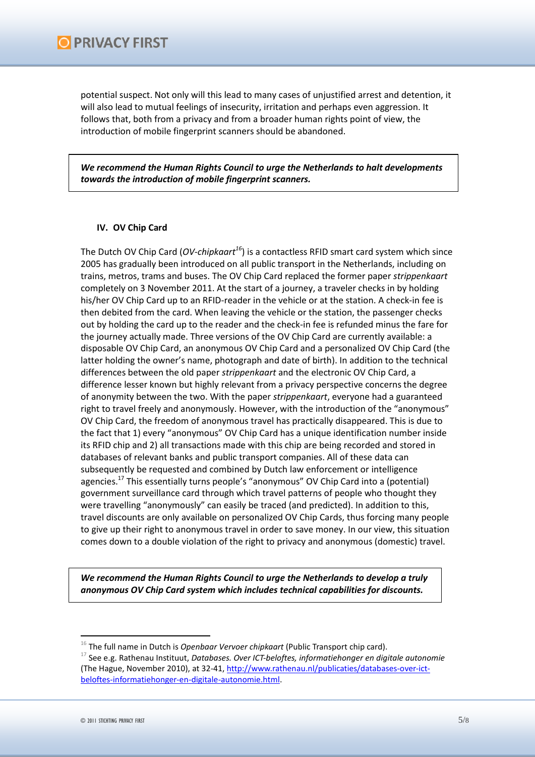potential suspect. Not only will this lead to many cases of unjustified arrest and detention, it will also lead to mutual feelings of insecurity, irritation and perhaps even aggression. It follows that, both from a privacy and from a broader human rights point of view, the introduction of mobile fingerprint scanners should be abandoned.

***We recommend the Human Rights Council to urge the Netherlands to halt developments towards the introduction of mobile fingerprint scanners.***

## IV. OV Chip Card

The Dutch OV Chip Card (*OV-chipkaart*[16]) is a contactless RFID smart card system which since 2005 has gradually been introduced on all public transport in the Netherlands, including on trains, metros, trams and buses. The OV Chip Card replaced the former paper *strippenkaart* completely on 3 November 2011. At the start of a journey, a traveler checks in by holding his/her OV Chip Card up to an RFID-reader in the vehicle or at the station. A check-in fee is then debited from the card. When leaving the vehicle or the station, the passenger checks out by holding the card up to the reader and the check-in fee is refunded minus the fare for the journey actually made. Three versions of the OV Chip Card are currently available: a disposable OV Chip Card, an anonymous OV Chip Card and a personalized OV Chip Card (the latter holding the owner's name, photograph and date of birth). In addition to the technical differences between the old paper *strippenkaart* and the electronic OV Chip Card, a difference lesser known but highly relevant from a privacy perspective concerns the degree of anonymity between the two. With the paper *strippenkaart*, everyone had a guaranteed right to travel freely and anonymously. However, with the introduction of the "anonymous" OV Chip Card, the freedom of anonymous travel has practically disappeared. This is due to the fact that 1) every "anonymous" OV Chip Card has a unique identification number inside its RFID chip and 2) all transactions made with this chip are being recorded and stored in databases of relevant banks and public transport companies. All of these data can subsequently be requested and combined by Dutch law enforcement or intelligence agencies.[17] This essentially turns people's "anonymous" OV Chip Card into a (potential) government surveillance card through which travel patterns of people who thought they were travelling "anonymously" can easily be traced (and predicted). In addition to this, travel discounts are only available on personalized OV Chip Cards, thus forcing many people to give up their right to anonymous travel in order to save money. In our view, this situation comes down to a double violation of the right to privacy and anonymous (domestic) travel.

***We recommend the Human Rights Council to urge the Netherlands to develop a truly anonymous OV Chip Card system which includes technical capabilities for discounts.***

---

[16] The full name in Dutch is *Openbaar Vervoer chipkaart* (Public Transport chip card).

[17] See e.g. Rathenau Instituut, *Databases. Over ICT-beloftes, informatiehonger en digitale autonomie* (The Hague, November 2010), at 32-41, http://www.rathenau.nl/publicaties/databases-over-ict-beloftes-informatiehonger-en-digitale-autonomie.html.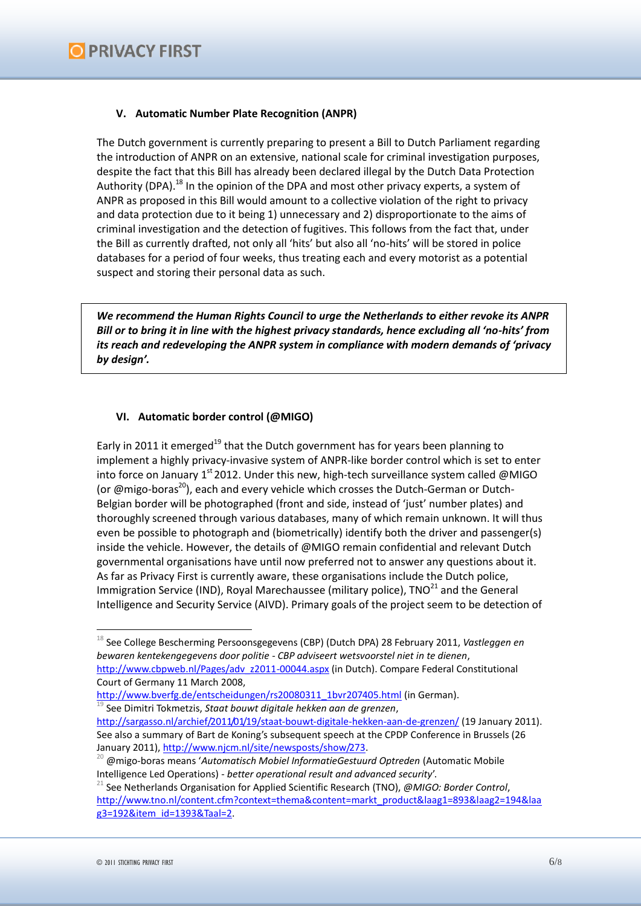## V. Automatic Number Plate Recognition (ANPR)

The Dutch government is currently preparing to present a Bill to Dutch Parliament regarding the introduction of ANPR on an extensive, national scale for criminal investigation purposes, despite the fact that this Bill has already been declared illegal by the Dutch Data Protection Authority (DPA).[18] In the opinion of the DPA and most other privacy experts, a system of ANPR as proposed in this Bill would amount to a collective violation of the right to privacy and data protection due to it being 1) unnecessary and 2) disproportionate to the aims of criminal investigation and the detection of fugitives. This follows from the fact that, under the Bill as currently drafted, not only all 'hits' but also all 'no-hits' will be stored in police databases for a period of four weeks, thus treating each and every motorist as a potential suspect and storing their personal data as such.

> ***We recommend the Human Rights Council to urge the Netherlands to either revoke its ANPR Bill or to bring it in line with the highest privacy standards, hence excluding all 'no-hits' from its reach and redeveloping the ANPR system in compliance with modern demands of 'privacy by design'.***

## VI. Automatic border control (@MIGO)

Early in 2011 it emerged[19] that the Dutch government has for years been planning to implement a highly privacy-invasive system of ANPR-like border control which is set to enter into force on January 1st 2012. Under this new, high-tech surveillance system called @MIGO (or @migo-boras[20]), each and every vehicle which crosses the Dutch-German or Dutch-Belgian border will be photographed (front and side, instead of 'just' number plates) and thoroughly screened through various databases, many of which remain unknown. It will thus even be possible to photograph and (biometrically) identify both the driver and passenger(s) inside the vehicle. However, the details of @MIGO remain confidential and relevant Dutch governmental organisations have until now preferred not to answer any questions about it. As far as Privacy First is currently aware, these organisations include the Dutch police, Immigration Service (IND), Royal Marechaussee (military police), TNO[21] and the General Intelligence and Security Service (AIVD). Primary goals of the project seem to be detection of

---

[18] See College Bescherming Persoonsgegevens (CBP) (Dutch DPA) 28 February 2011, *Vastleggen en bewaren kentekengegevens door politie - CBP adviseert wetsvoorstel niet in te dienen*, http://www.cbpweb.nl/Pages/adv_z2011-00044.aspx (in Dutch). Compare Federal Constitutional Court of Germany 11 March 2008, http://www.bverfg.de/entscheidungen/rs20080311_1bvr207405.html (in German).

[19] See Dimitri Tokmetzis, *Staat bouwt digitale hekken aan de grenzen*, http://sargasso.nl/archief/2011/01/19/staat-bouwt-digitale-hekken-aan-de-grenzen/ (19 January 2011). See also a summary of Bart de Koning's subsequent speech at the CPDP Conference in Brussels (26 January 2011), http://www.njcm.nl/site/newsposts/show/273.

[20] @migo-boras means '*Automatisch Mobiel InformatieGestuurd Optreden* (Automatic Mobile Intelligence Led Operations) - *better operational result and advanced security*'.

[21] See Netherlands Organisation for Applied Scientific Research (TNO), *@MIGO: Border Control*, http://www.tno.nl/content.cfm?context=thema&content=markt_product&laag1=893&laag2=194&laag3=192&item_id=1393&Taal=2.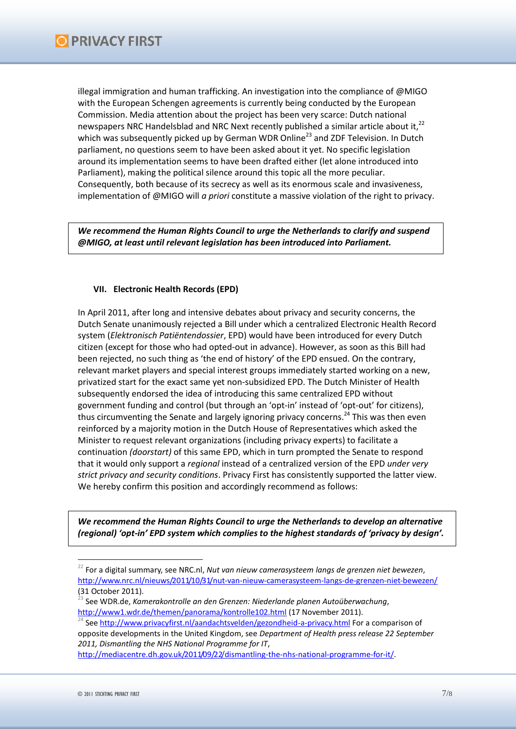illegal immigration and human trafficking. An investigation into the compliance of @MIGO with the European Schengen agreements is currently being conducted by the European Commission. Media attention about the project has been very scarce: Dutch national newspapers NRC Handelsblad and NRC Next recently published a similar article about it,[22] which was subsequently picked up by German WDR Online[23] and ZDF Television. In Dutch parliament, no questions seem to have been asked about it yet. No specific legislation around its implementation seems to have been drafted either (let alone introduced into Parliament), making the political silence around this topic all the more peculiar. Consequently, both because of its secrecy as well as its enormous scale and invasiveness, implementation of @MIGO will *a priori* constitute a massive violation of the right to privacy.

***We recommend the Human Rights Council to urge the Netherlands to clarify and suspend @MIGO, at least until relevant legislation has been introduced into Parliament.***

### VII. Electronic Health Records (EPD)

In April 2011, after long and intensive debates about privacy and security concerns, the Dutch Senate unanimously rejected a Bill under which a centralized Electronic Health Record system (*Elektronisch Patiëntendossier*, EPD) would have been introduced for every Dutch citizen (except for those who had opted-out in advance). However, as soon as this Bill had been rejected, no such thing as 'the end of history' of the EPD ensued. On the contrary, relevant market players and special interest groups immediately started working on a new, privatized start for the exact same yet non-subsidized EPD. The Dutch Minister of Health subsequently endorsed the idea of introducing this same centralized EPD without government funding and control (but through an 'opt-in' instead of 'opt-out' for citizens), thus circumventing the Senate and largely ignoring privacy concerns.[24] This was then even reinforced by a majority motion in the Dutch House of Representatives which asked the Minister to request relevant organizations (including privacy experts) to facilitate a continuation *(doorstart)* of this same EPD, which in turn prompted the Senate to respond that it would only support a *regional* instead of a centralized version of the EPD *under very strict privacy and security conditions*. Privacy First has consistently supported the latter view. We hereby confirm this position and accordingly recommend as follows:

***We recommend the Human Rights Council to urge the Netherlands to develop an alternative (regional) 'opt-in' EPD system which complies to the highest standards of 'privacy by design'.***

---

[22] For a digital summary, see NRC.nl, *Nut van nieuw camerasysteem langs de grenzen niet bewezen*, http://www.nrc.nl/nieuws/2011/10/31/nut-van-nieuw-camerasysteem-langs-de-grenzen-niet-bewezen/ (31 October 2011).

[23] See WDR.de, *Kamerakontrolle an den Grenzen: Niederlande planen Autoüberwachung*, http://www1.wdr.de/themen/panorama/kontrolle102.html (17 November 2011).

[24] See http://www.privacyfirst.nl/aandachtsvelden/gezondheid-a-privacy.html For a comparison of opposite developments in the United Kingdom, see *Department of Health press release 22 September 2011, Dismantling the NHS National Programme for IT*, http://mediacentre.dh.gov.uk/2011/09/22/dismantling-the-nhs-national-programme-for-it/.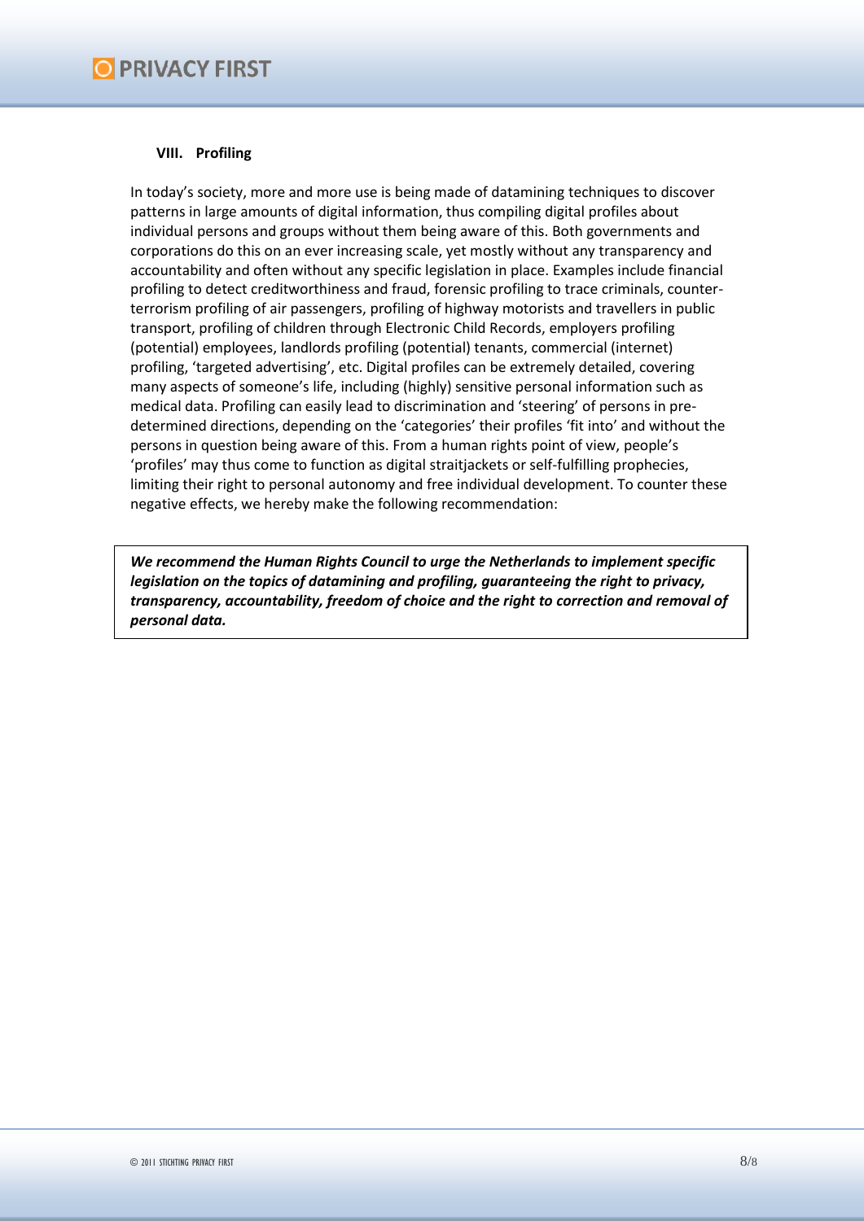## VIII. Profiling

In today's society, more and more use is being made of datamining techniques to discover patterns in large amounts of digital information, thus compiling digital profiles about individual persons and groups without them being aware of this. Both governments and corporations do this on an ever increasing scale, yet mostly without any transparency and accountability and often without any specific legislation in place. Examples include financial profiling to detect creditworthiness and fraud, forensic profiling to trace criminals, counter-terrorism profiling of air passengers, profiling of highway motorists and travellers in public transport, profiling of children through Electronic Child Records, employers profiling (potential) employees, landlords profiling (potential) tenants, commercial (internet) profiling, 'targeted advertising', etc. Digital profiles can be extremely detailed, covering many aspects of someone's life, including (highly) sensitive personal information such as medical data. Profiling can easily lead to discrimination and 'steering' of persons in pre-determined directions, depending on the 'categories' their profiles 'fit into' and without the persons in question being aware of this. From a human rights point of view, people's 'profiles' may thus come to function as digital straitjackets or self-fulfilling prophecies, limiting their right to personal autonomy and free individual development. To counter these negative effects, we hereby make the following recommendation:

***We recommend the Human Rights Council to urge the Netherlands to implement specific legislation on the topics of datamining and profiling, guaranteeing the right to privacy, transparency, accountability, freedom of choice and the right to correction and removal of personal data.***